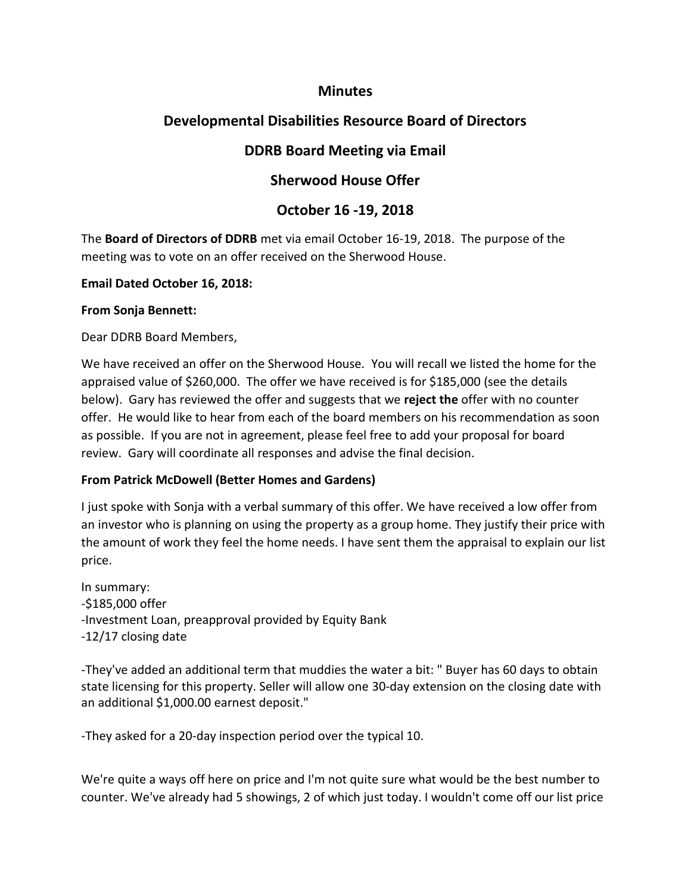# Minutes

## Developmental Disabilities Resource Board of Directors

## DDRB Board Meeting via Email

## Sherwood House Offer

## October 16 -19, 2018

The **Board of Directors of DDRB** met via email October 16-19, 2018. The purpose of the meeting was to vote on an offer received on the Sherwood House.

**Email Dated October 16, 2018:**

**From Sonja Bennett:**

Dear DDRB Board Members,

We have received an offer on the Sherwood House. You will recall we listed the home for the appraised value of $260,000. The offer we have received is for $185,000 (see the details below). Gary has reviewed the offer and suggests that we **reject the** offer with no counter offer. He would like to hear from each of the board members on his recommendation as soon as possible. If you are not in agreement, please feel free to add your proposal for board review. Gary will coordinate all responses and advise the final decision.

**From Patrick McDowell (Better Homes and Gardens)**

I just spoke with Sonja with a verbal summary of this offer. We have received a low offer from an investor who is planning on using the property as a group home. They justify their price with the amount of work they feel the home needs. I have sent them the appraisal to explain our list price.

In summary:
-$185,000 offer
-Investment Loan, preapproval provided by Equity Bank
-12/17 closing date

-They've added an additional term that muddies the water a bit: " Buyer has 60 days to obtain state licensing for this property. Seller will allow one 30-day extension on the closing date with an additional $1,000.00 earnest deposit."

-They asked for a 20-day inspection period over the typical 10.

We're quite a ways off here on price and I'm not quite sure what would be the best number to counter. We've already had 5 showings, 2 of which just today. I wouldn't come off our list price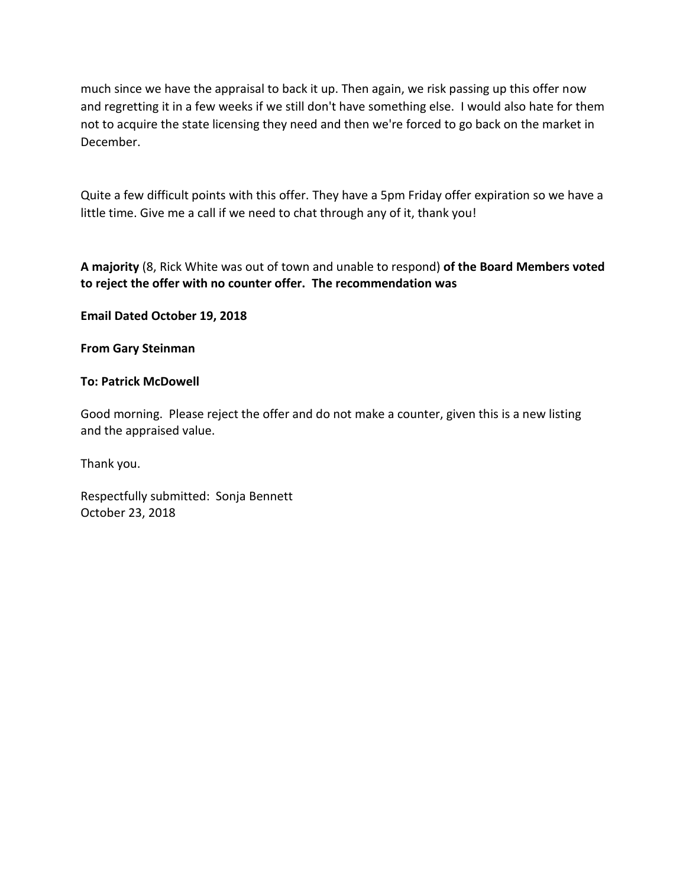much since we have the appraisal to back it up. Then again, we risk passing up this offer now and regretting it in a few weeks if we still don't have something else. I would also hate for them not to acquire the state licensing they need and then we're forced to go back on the market in December.

Quite a few difficult points with this offer. They have a 5pm Friday offer expiration so we have a little time. Give me a call if we need to chat through any of it, thank you!

**A majority** (8, Rick White was out of town and unable to respond) **of the Board Members voted to reject the offer with no counter offer. The recommendation was**

**Email Dated October 19, 2018**

**From Gary Steinman**

**To: Patrick McDowell**

Good morning. Please reject the offer and do not make a counter, given this is a new listing and the appraised value.

Thank you.

Respectfully submitted: Sonja Bennett
October 23, 2018